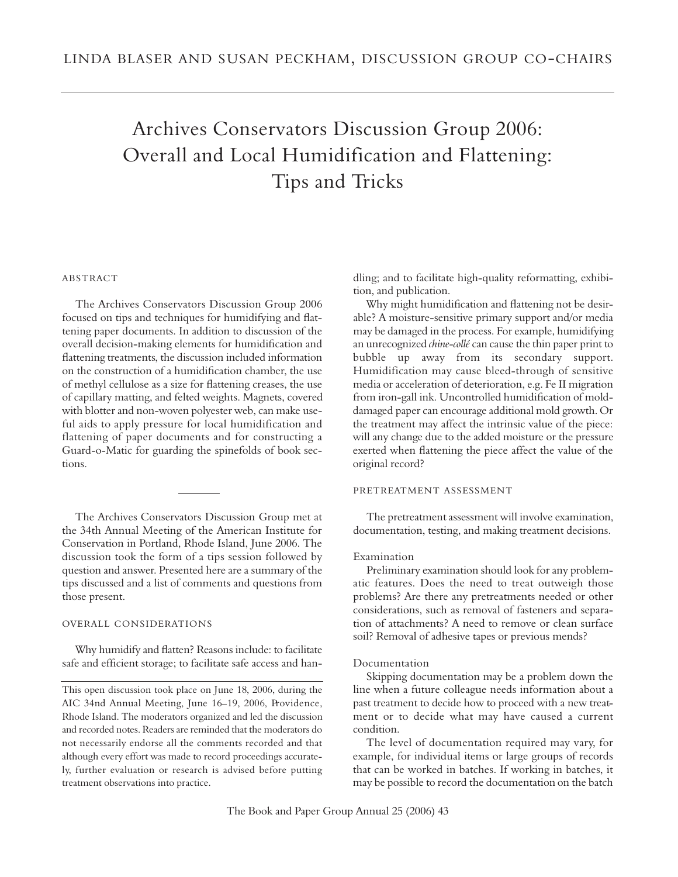LINDA BLASER AND SUSAN PECKHAM, DISCUSSION GROUP CO-CHAIRS

# Archives Conservators Discussion Group 2006: Overall and Local Humidification and Flattening: Tips and Tricks

## ABSTRACT

The Archives Conservators Discussion Group 2006 focused on tips and techniques for humidifying and flattening paper documents. In addition to discussion of the overall decision-making elements for humidification and flattening treatments, the discussion included information on the construction of a humidification chamber, the use of methyl cellulose as a size for flattening creases, the use of capillary matting, and felted weights. Magnets, covered with blotter and non-woven polyester web, can make useful aids to apply pressure for local humidification and flattening of paper documents and for constructing a Guard-o-Matic for guarding the spinefolds of book sections.

---

The Archives Conservators Discussion Group met at the 34th Annual Meeting of the American Institute for Conservation in Portland, Rhode Island, June 2006. The discussion took the form of a tips session followed by question and answer. Presented here are a summary of the tips discussed and a list of comments and questions from those present.

## OVERALL CONSIDERATIONS

Why humidify and flatten? Reasons include: to facilitate safe and efficient storage; to facilitate safe access and handling; and to facilitate high-quality reformatting, exhibition, and publication.

Why might humidification and flattening not be desirable? A moisture-sensitive primary support and/or media may be damaged in the process. For example, humidifying an unrecognized *chine-collé* can cause the thin paper print to bubble up away from its secondary support. Humidification may cause bleed-through of sensitive media or acceleration of deterioration, e.g. Fe II migration from iron-gall ink. Uncontrolled humidification of mold-damaged paper can encourage additional mold growth. Or the treatment may affect the intrinsic value of the piece: will any change due to the added moisture or the pressure exerted when flattening the piece affect the value of the original record?

## PRETREATMENT ASSESSMENT

The pretreatment assessment will involve examination, documentation, testing, and making treatment decisions.

### Examination

Preliminary examination should look for any problematic features. Does the need to treat outweigh those problems? Are there any pretreatments needed or other considerations, such as removal of fasteners and separation of attachments? A need to remove or clean surface soil? Removal of adhesive tapes or previous mends?

### Documentation

Skipping documentation may be a problem down the line when a future colleague needs information about a past treatment to decide how to proceed with a new treatment or to decide what may have caused a current condition.

The level of documentation required may vary, for example, for individual items or large groups of records that can be worked in batches. If working in batches, it may be possible to record the documentation on the batch

This open discussion took place on June 18, 2006, during the AIC 34nd Annual Meeting, June 16–19, 2006, Providence, Rhode Island. The moderators organized and led the discussion and recorded notes. Readers are reminded that the moderators do not necessarily endorse all the comments recorded and that although every effort was made to record proceedings accurately, further evaluation or research is advised before putting treatment observations into practice.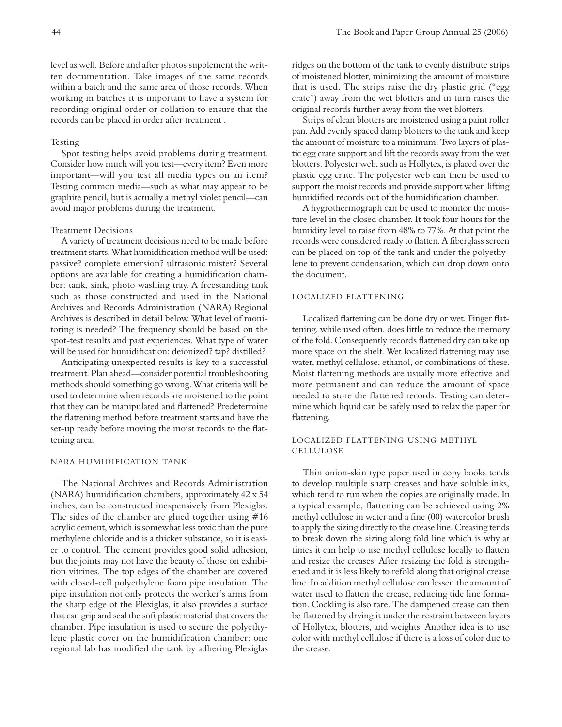level as well. Before and after photos supplement the written documentation. Take images of the same records within a batch and the same area of those records. When working in batches it is important to have a system for recording original order or collation to ensure that the records can be placed in order after treatment .

### Testing

Spot testing helps avoid problems during treatment. Consider how much will you test—every item? Even more important—will you test all media types on an item? Testing common media—such as what may appear to be graphite pencil, but is actually a methyl violet pencil—can avoid major problems during the treatment.

### Treatment Decisions

A variety of treatment decisions need to be made before treatment starts. What humidification method will be used: passive? complete emersion? ultrasonic mister? Several options are available for creating a humidification chamber: tank, sink, photo washing tray. A freestanding tank such as those constructed and used in the National Archives and Records Administration (NARA) Regional Archives is described in detail below. What level of monitoring is needed? The frequency should be based on the spot-test results and past experiences. What type of water will be used for humidification: deionized? tap? distilled?

Anticipating unexpected results is key to a successful treatment. Plan ahead—consider potential troubleshooting methods should something go wrong. What criteria will be used to determine when records are moistened to the point that they can be manipulated and flattened? Predetermine the flattening method before treatment starts and have the set-up ready before moving the moist records to the flattening area.

## NARA Humidification Tank

The National Archives and Records Administration (NARA) humidification chambers, approximately 42 x 54 inches, can be constructed inexpensively from Plexiglas. The sides of the chamber are glued together using #16 acrylic cement, which is somewhat less toxic than the pure methylene chloride and is a thicker substance, so it is easier to control. The cement provides good solid adhesion, but the joints may not have the beauty of those on exhibition vitrines. The top edges of the chamber are covered with closed-cell polyethylene foam pipe insulation. The pipe insulation not only protects the worker's arms from the sharp edge of the Plexiglas, it also provides a surface that can grip and seal the soft plastic material that covers the chamber. Pipe insulation is used to secure the polyethylene plastic cover on the humidification chamber: one regional lab has modified the tank by adhering Plexiglas ridges on the bottom of the tank to evenly distribute strips of moistened blotter, minimizing the amount of moisture that is used. The strips raise the dry plastic grid ("egg crate") away from the wet blotters and in turn raises the original records further away from the wet blotters.

Strips of clean blotters are moistened using a paint roller pan. Add evenly spaced damp blotters to the tank and keep the amount of moisture to a minimum. Two layers of plastic egg crate support and lift the records away from the wet blotters. Polyester web, such as Hollytex, is placed over the plastic egg crate. The polyester web can then be used to support the moist records and provide support when lifting humidified records out of the humidification chamber.

A hygrothermograph can be used to monitor the moisture level in the closed chamber. It took four hours for the humidity level to raise from 48% to 77%. At that point the records were considered ready to flatten. A fiberglass screen can be placed on top of the tank and under the polyethylene to prevent condensation, which can drop down onto the document.

## Localized Flattening

Localized flattening can be done dry or wet. Finger flattening, while used often, does little to reduce the memory of the fold. Consequently records flattened dry can take up more space on the shelf. Wet localized flattening may use water, methyl cellulose, ethanol, or combinations of these. Moist flattening methods are usually more effective and more permanent and can reduce the amount of space needed to store the flattened records. Testing can determine which liquid can be safely used to relax the paper for flattening.

## Localized Flattening Using Methyl Cellulose

Thin onion-skin type paper used in copy books tends to develop multiple sharp creases and have soluble inks, which tend to run when the copies are originally made. In a typical example, flattening can be achieved using 2% methyl cellulose in water and a fine (00) watercolor brush to apply the sizing directly to the crease line. Creasing tends to break down the sizing along fold line which is why at times it can help to use methyl cellulose locally to flatten and resize the creases. After resizing the fold is strengthened and it is less likely to refold along that original crease line. In addition methyl cellulose can lessen the amount of water used to flatten the crease, reducing tide line formation. Cockling is also rare. The dampened crease can then be flattened by drying it under the restraint between layers of Hollytex, blotters, and weights. Another idea is to use color with methyl cellulose if there is a loss of color due to the crease.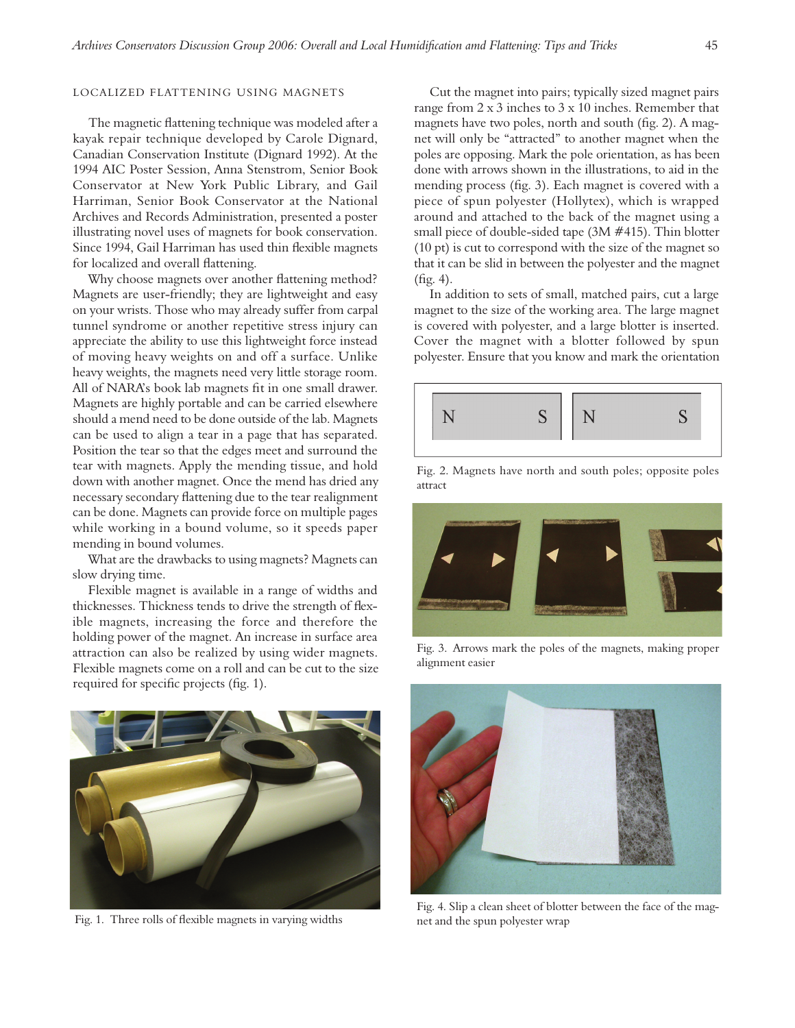## LOCALIZED FLATTENING USING MAGNETS

The magnetic flattening technique was modeled after a kayak repair technique developed by Carole Dignard, Canadian Conservation Institute (Dignard 1992). At the 1994 AIC Poster Session, Anna Stenstrom, Senior Book Conservator at New York Public Library, and Gail Harriman, Senior Book Conservator at the National Archives and Records Administration, presented a poster illustrating novel uses of magnets for book conservation. Since 1994, Gail Harriman has used thin flexible magnets for localized and overall flattening.

Why choose magnets over another flattening method? Magnets are user-friendly; they are lightweight and easy on your wrists. Those who may already suffer from carpal tunnel syndrome or another repetitive stress injury can appreciate the ability to use this lightweight force instead of moving heavy weights on and off a surface. Unlike heavy weights, the magnets need very little storage room. All of NARA's book lab magnets fit in one small drawer. Magnets are highly portable and can be carried elsewhere should a mend need to be done outside of the lab. Magnets can be used to align a tear in a page that has separated. Position the tear so that the edges meet and surround the tear with magnets. Apply the mending tissue, and hold down with another magnet. Once the mend has dried any necessary secondary flattening due to the tear realignment can be done. Magnets can provide force on multiple pages while working in a bound volume, so it speeds paper mending in bound volumes.

What are the drawbacks to using magnets? Magnets can slow drying time.

Flexible magnet is available in a range of widths and thicknesses. Thickness tends to drive the strength of flexible magnets, increasing the force and therefore the holding power of the magnet. An increase in surface area attraction can also be realized by using wider magnets. Flexible magnets come on a roll and can be cut to the size required for specific projects (fig. 1).

Fig. 1. Three rolls of flexible magnets in varying widths

Cut the magnet into pairs; typically sized magnet pairs range from 2 x 3 inches to 3 x 10 inches. Remember that magnets have two poles, north and south (fig. 2). A magnet will only be "attracted" to another magnet when the poles are opposing. Mark the pole orientation, as has been done with arrows shown in the illustrations, to aid in the mending process (fig. 3). Each magnet is covered with a piece of spun polyester (Hollytex), which is wrapped around and attached to the back of the magnet using a small piece of double-sided tape (3M #415). Thin blotter (10 pt) is cut to correspond with the size of the magnet so that it can be slid in between the polyester and the magnet (fig. 4).

In addition to sets of small, matched pairs, cut a large magnet to the size of the working area. The large magnet is covered with polyester, and a large blotter is inserted. Cover the magnet with a blotter followed by spun polyester. Ensure that you know and mark the orientation

| N | S | N | S |
|---|---|---|---|

Fig. 2. Magnets have north and south poles; opposite poles attract

Fig. 3. Arrows mark the poles of the magnets, making proper alignment easier

Fig. 4. Slip a clean sheet of blotter between the face of the magnet and the spun polyester wrap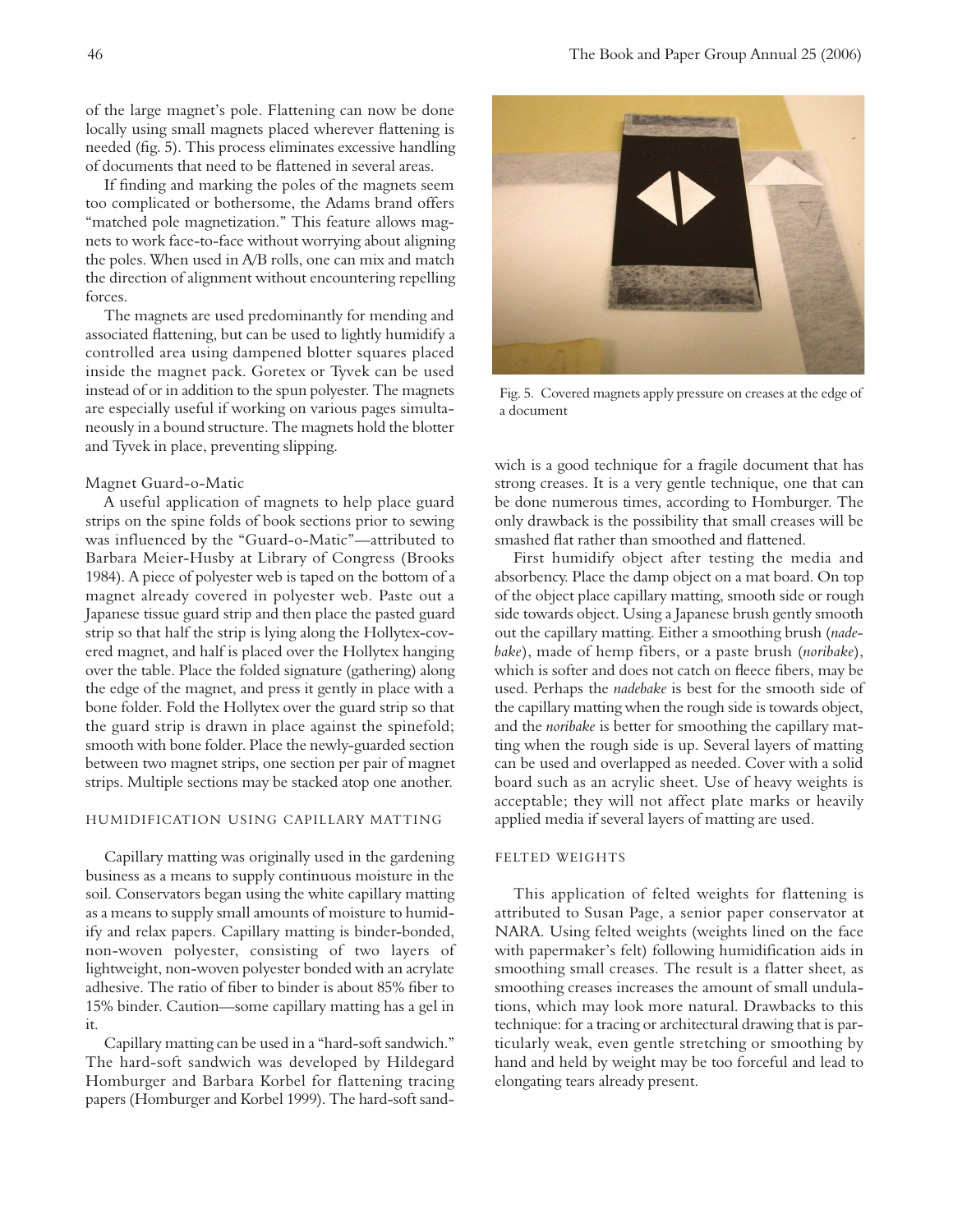of the large magnet's pole. Flattening can now be done locally using small magnets placed wherever flattening is needed (fig. 5). This process eliminates excessive handling of documents that need to be flattened in several areas.

If finding and marking the poles of the magnets seem too complicated or bothersome, the Adams brand offers "matched pole magnetization." This feature allows magnets to work face-to-face without worrying about aligning the poles. When used in A/B rolls, one can mix and match the direction of alignment without encountering repelling forces.

The magnets are used predominantly for mending and associated flattening, but can be used to lightly humidify a controlled area using dampened blotter squares placed inside the magnet pack. Goretex or Tyvek can be used instead of or in addition to the spun polyester. The magnets are especially useful if working on various pages simultaneously in a bound structure. The magnets hold the blotter and Tyvek in place, preventing slipping.

### Magnet Guard-o-Matic

A useful application of magnets to help place guard strips on the spine folds of book sections prior to sewing was influenced by the "Guard-o-Matic"—attributed to Barbara Meier-Husby at Library of Congress (Brooks 1984). A piece of polyester web is taped on the bottom of a magnet already covered in polyester web. Paste out a Japanese tissue guard strip and then place the pasted guard strip so that half the strip is lying along the Hollytex-covered magnet, and half is placed over the Hollytex hanging over the table. Place the folded signature (gathering) along the edge of the magnet, and press it gently in place with a bone folder. Fold the Hollytex over the guard strip so that the guard strip is drawn in place against the spinefold; smooth with bone folder. Place the newly-guarded section between two magnet strips, one section per pair of magnet strips. Multiple sections may be stacked atop one another.

## HUMIDIFICATION USING CAPILLARY MATTING

Capillary matting was originally used in the gardening business as a means to supply continuous moisture in the soil. Conservators began using the white capillary matting as a means to supply small amounts of moisture to humidify and relax papers. Capillary matting is binder-bonded, non-woven polyester, consisting of two layers of lightweight, non-woven polyester bonded with an acrylate adhesive. The ratio of fiber to binder is about 85% fiber to 15% binder. Caution—some capillary matting has a gel in it.

Capillary matting can be used in a "hard-soft sandwich." The hard-soft sandwich was developed by Hildegard Homburger and Barbara Korbel for flattening tracing papers (Homburger and Korbel 1999). The hard-soft sandwich is a good technique for a fragile document that has strong creases. It is a very gentle technique, one that can be done numerous times, according to Homburger. The only drawback is the possibility that small creases will be smashed flat rather than smoothed and flattened.

Fig. 5. Covered magnets apply pressure on creases at the edge of a document

First humidify object after testing the media and absorbency. Place the damp object on a mat board. On top of the object place capillary matting, smooth side or rough side towards object. Using a Japanese brush gently smooth out the capillary matting. Either a smoothing brush (*nadebake*), made of hemp fibers, or a paste brush (*noribake*), which is softer and does not catch on fleece fibers, may be used. Perhaps the *nadebake* is best for the smooth side of the capillary matting when the rough side is towards object, and the *noribake* is better for smoothing the capillary matting when the rough side is up. Several layers of matting can be used and overlapped as needed. Cover with a solid board such as an acrylic sheet. Use of heavy weights is acceptable; they will not affect plate marks or heavily applied media if several layers of matting are used.

## FELTED WEIGHTS

This application of felted weights for flattening is attributed to Susan Page, a senior paper conservator at NARA. Using felted weights (weights lined on the face with papermaker's felt) following humidification aids in smoothing small creases. The result is a flatter sheet, as smoothing creases increases the amount of small undulations, which may look more natural. Drawbacks to this technique: for a tracing or architectural drawing that is particularly weak, even gentle stretching or smoothing by hand and held by weight may be too forceful and lead to elongating tears already present.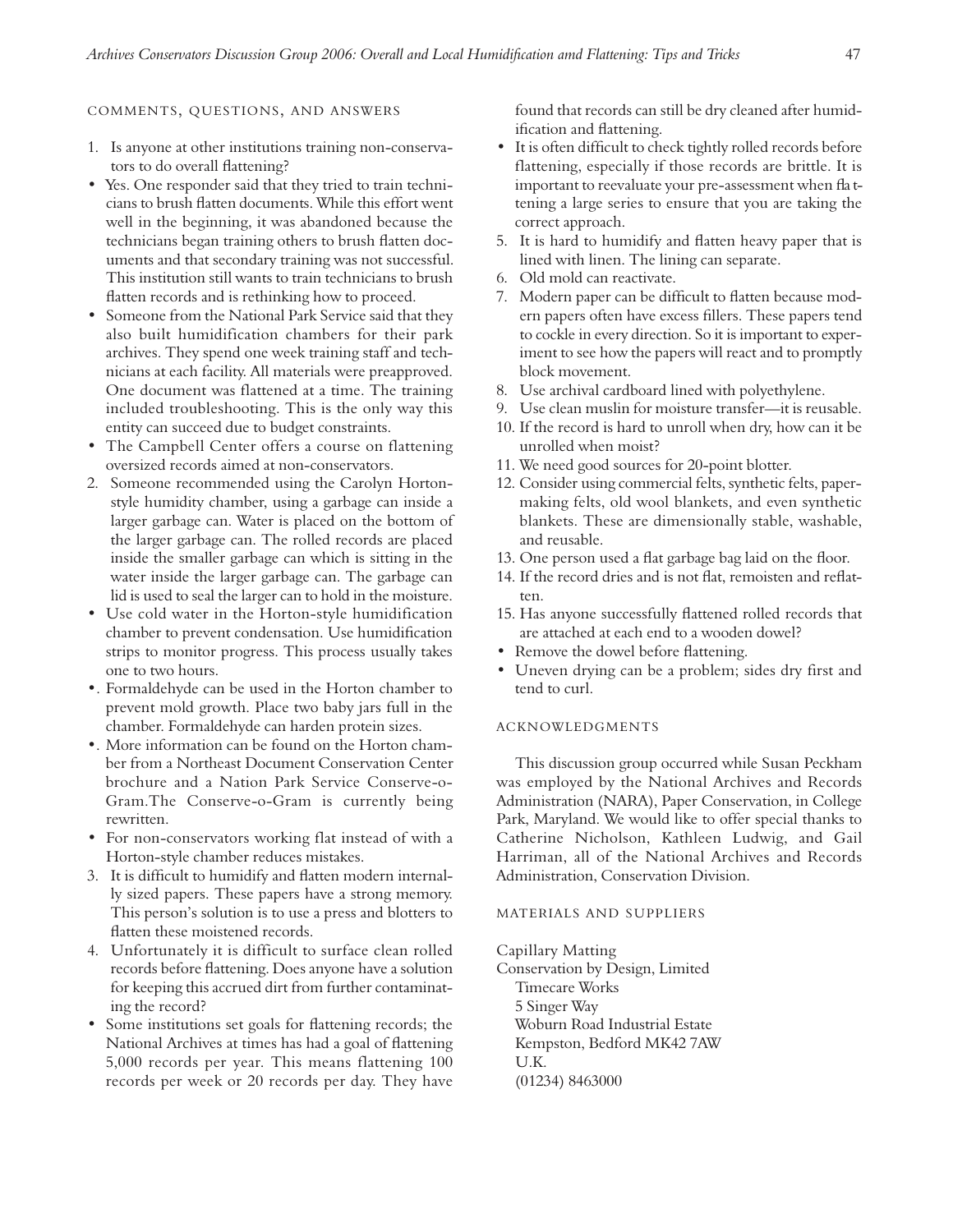## COMMENTS, QUESTIONS, AND ANSWERS

1. Is anyone at other institutions training non-conservators to do overall flattening?

- Yes. One responder said that they tried to train technicians to brush flatten documents. While this effort went well in the beginning, it was abandoned because the technicians began training others to brush flatten documents and that secondary training was not successful. This institution still wants to train technicians to brush flatten records and is rethinking how to proceed.
- Someone from the National Park Service said that they also built humidification chambers for their park archives. They spend one week training staff and technicians at each facility. All materials were preapproved. One document was flattened at a time. The training included troubleshooting. This is the only way this entity can succeed due to budget constraints.
- The Campbell Center offers a course on flattening oversized records aimed at non-conservators.

2. Someone recommended using the Carolyn Horton-style humidity chamber, using a garbage can inside a larger garbage can. Water is placed on the bottom of the larger garbage can. The rolled records are placed inside the smaller garbage can which is sitting in the water inside the larger garbage can. The garbage can lid is used to seal the larger can to hold in the moisture.

- Use cold water in the Horton-style humidification chamber to prevent condensation. Use humidification strips to monitor progress. This process usually takes one to two hours.
- . Formaldehyde can be used in the Horton chamber to prevent mold growth. Place two baby jars full in the chamber. Formaldehyde can harden protein sizes.
- . More information can be found on the Horton chamber from a Northeast Document Conservation Center brochure and a Nation Park Service Conserve-o-Gram.The Conserve-o-Gram is currently being rewritten.
- For non-conservators working flat instead of with a Horton-style chamber reduces mistakes.

3. It is difficult to humidify and flatten modern internally sized papers. These papers have a strong memory. This person's solution is to use a press and blotters to flatten these moistened records.
4. Unfortunately it is difficult to surface clean rolled records before flattening. Does anyone have a solution for keeping this accrued dirt from further contaminating the record?

- Some institutions set goals for flattening records; the National Archives at times has had a goal of flattening 5,000 records per year. This means flattening 100 records per week or 20 records per day. They have found that records can still be dry cleaned after humidification and flattening.
- It is often difficult to check tightly rolled records before flattening, especially if those records are brittle. It is important to reevaluate your pre-assessment when flattening a large series to ensure that you are taking the correct approach.

5. It is hard to humidify and flatten heavy paper that is lined with linen. The lining can separate.
6. Old mold can reactivate.
7. Modern paper can be difficult to flatten because modern papers often have excess fillers. These papers tend to cockle in every direction. So it is important to experiment to see how the papers will react and to promptly block movement.
8. Use archival cardboard lined with polyethylene.
9. Use clean muslin for moisture transfer—it is reusable.
10. If the record is hard to unroll when dry, how can it be unrolled when moist?
11. We need good sources for 20-point blotter.
12. Consider using commercial felts, synthetic felts, papermaking felts, old wool blankets, and even synthetic blankets. These are dimensionally stable, washable, and reusable.
13. One person used a flat garbage bag laid on the floor.
14. If the record dries and is not flat, remoisten and reflatten.
15. Has anyone successfully flattened rolled records that are attached at each end to a wooden dowel?

- Remove the dowel before flattening.
- Uneven drying can be a problem; sides dry first and tend to curl.

## ACKNOWLEDGMENTS

This discussion group occurred while Susan Peckham was employed by the National Archives and Records Administration (NARA), Paper Conservation, in College Park, Maryland. We would like to offer special thanks to Catherine Nicholson, Kathleen Ludwig, and Gail Harriman, all of the National Archives and Records Administration, Conservation Division.

## MATERIALS AND SUPPLIERS

Capillary Matting
Conservation by Design, Limited
Timecare Works
5 Singer Way
Woburn Road Industrial Estate
Kempston, Bedford MK42 7AW
U.K.
(01234) 8463000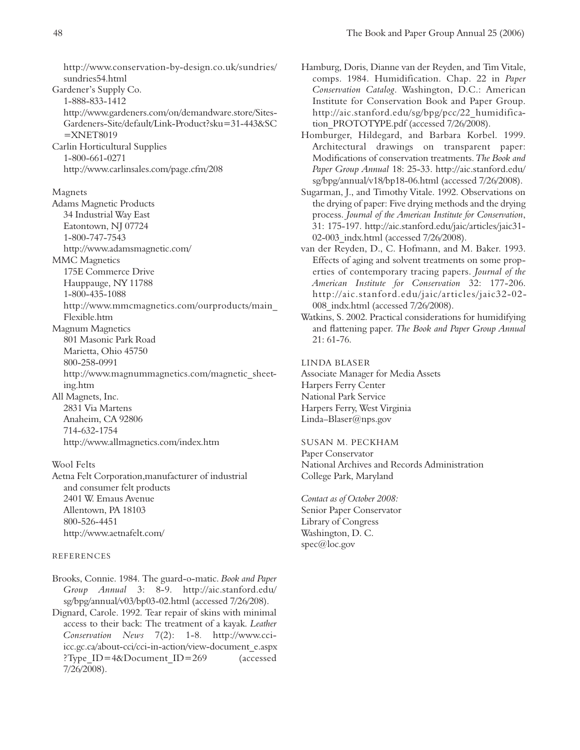http://www.conservation-by-design.co.uk/sundries/sundries54.html

Gardener's Supply Co.
1-888-833-1412
http://www.gardeners.com/on/demandware.store/Sites-Gardeners-Site/default/Link-Product?sku=31-443&SC=XNET8019

Carlin Horticultural Supplies
1-800-661-0271
http://www.carlinsales.com/page.cfm/208

Magnets

Adams Magnetic Products
34 Industrial Way East
Eatontown, NJ 07724
1-800-747-7543
http://www.adamsmagnetic.com/

MMC Magnetics
175E Commerce Drive
Hauppauge, NY 11788
1-800-435-1088
http://www.mmcmagnetics.com/ourproducts/main_Flexible.htm

Magnum Magnetics
801 Masonic Park Road
Marietta, Ohio 45750
800-258-0991
http://www.magnummagnetics.com/magnetic_sheeting.htm

All Magnets, Inc.
2831 Via Martens
Anaheim, CA 92806
714-632-1754
http://www.allmagnetics.com/index.htm

Wool Felts

Aetna Felt Corporation,manufacturer of industrial and consumer felt products
2401 W. Emaus Avenue
Allentown, PA 18103
800-526-4451
http://www.aetnafelt.com/

## REFERENCES

Brooks, Connie. 1984. The guard-o-matic. *Book and Paper Group Annual* 3: 8-9. http://aic.stanford.edu/sg/bpg/annual/v03/bp03-02.html (accessed 7/26/208).

Dignard, Carole. 1992. Tear repair of skins with minimal access to their back: The treatment of a kayak. *Leather Conservation News* 7(2): 1-8. http://www.cci-icc.gc.ca/about-cci/cci-in-action/view-document_e.aspx?Type_ID=4&Document_ID=269 (accessed 7/26/2008).

Hamburg, Doris, Dianne van der Reyden, and Tim Vitale, comps. 1984. Humidification. Chap. 22 in *Paper Conservation Catalog*. Washington, D.C.: American Institute for Conservation Book and Paper Group. http://aic.stanford.edu/sg/bpg/pcc/22_humidification_PROTOTYPE.pdf (accessed 7/26/2008).

Homburger, Hildegard, and Barbara Korbel. 1999. Architectural drawings on transparent paper: Modifications of conservation treatments. *The Book and Paper Group Annual* 18: 25-33. http://aic.stanford.edu/sg/bpg/annual/v18/bp18-06.html (accessed 7/26/2008).

Sugarman, J., and Timothy Vitale. 1992. Observations on the drying of paper: Five drying methods and the drying process. *Journal of the American Institute for Conservation*, 31: 175-197. http://aic.stanford.edu/jaic/articles/jaic31-02-003_indx.html (accessed 7/26/2008).

van der Reyden, D., C. Hofmann, and M. Baker. 1993. Effects of aging and solvent treatments on some properties of contemporary tracing papers. *Journal of the American Institute for Conservation* 32: 177-206. http://aic.stanford.edu/jaic/articles/jaic32-02-008_indx.html (accessed 7/26/2008).

Watkins, S. 2002. Practical considerations for humidifying and flattening paper. *The Book and Paper Group Annual* 21: 61-76.

LINDA BLASER
Associate Manager for Media Assets
Harpers Ferry Center
National Park Service
Harpers Ferry, West Virginia
Linda–Blaser@nps.gov

SUSAN M. PECKHAM
Paper Conservator
National Archives and Records Administration
College Park, Maryland

*Contact as of October 2008:*
Senior Paper Conservator
Library of Congress
Washington, D. C.
spec@loc.gov